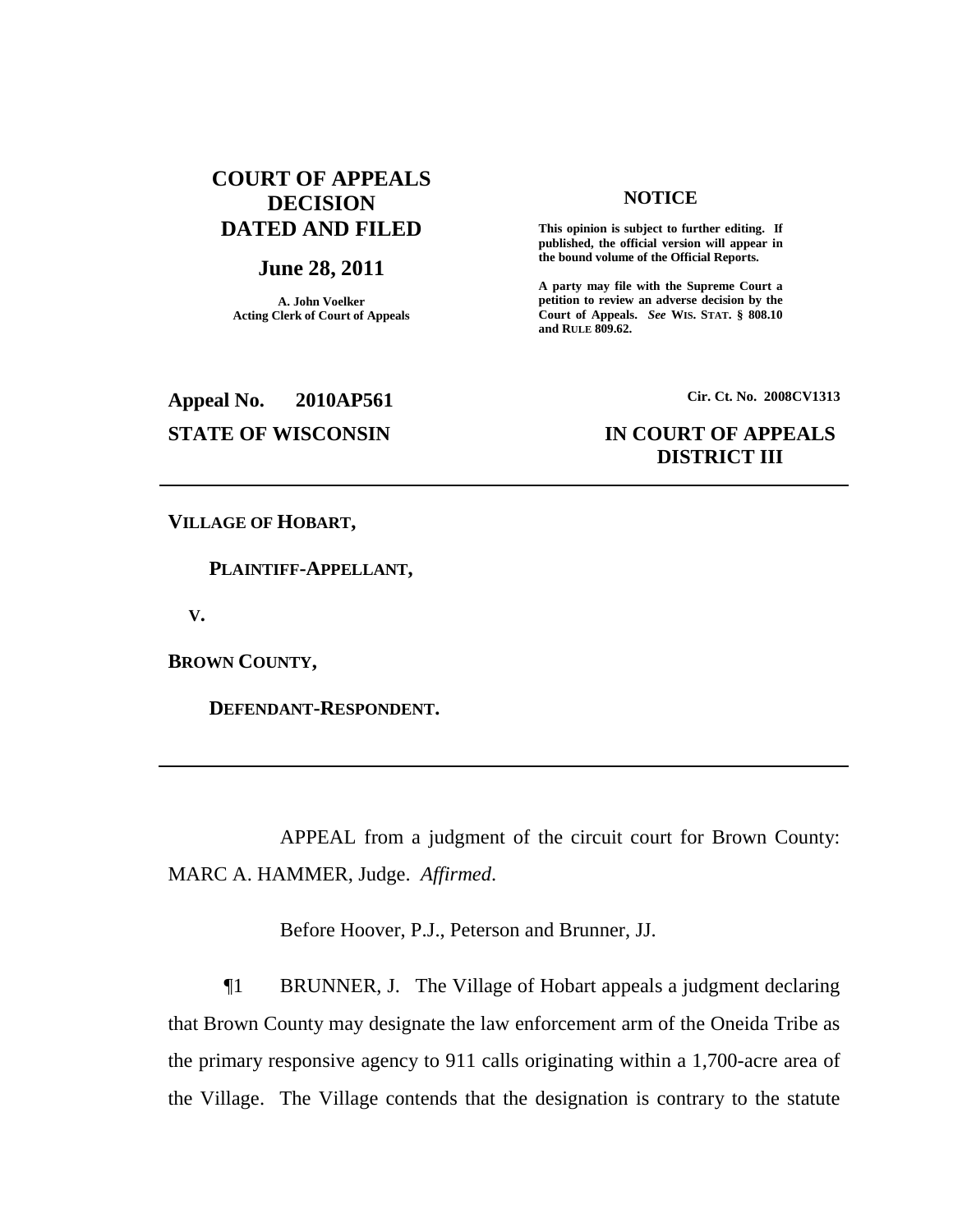**COURT OF APPEALS DECISION DATED AND FILED**

**June 28, 2011**

**A. John Voelker**
**Acting Clerk of Court of Appeals**

**NOTICE**

**This opinion is subject to further editing. If published, the official version will appear in the bound volume of the Official Reports.**

**A party may file with the Supreme Court a petition to review an adverse decision by the Court of Appeals.** ***See*** **WIS. STAT. § 808.10 and RULE 809.62.**

**Appeal No. 2010AP561**

**Cir. Ct. No. 2008CV1313**

**STATE OF WISCONSIN**

**IN COURT OF APPEALS DISTRICT III**

---

**VILLAGE OF HOBART,**

**PLAINTIFF-APPELLANT,**

**V.**

**BROWN COUNTY,**

**DEFENDANT-RESPONDENT.**

---

APPEAL from a judgment of the circuit court for Brown County: MARC A. HAMMER, Judge. *Affirmed*.

Before Hoover, P.J., Peterson and Brunner, JJ.

¶1 BRUNNER, J. The Village of Hobart appeals a judgment declaring that Brown County may designate the law enforcement arm of the Oneida Tribe as the primary responsive agency to 911 calls originating within a 1,700-acre area of the Village. The Village contends that the designation is contrary to the statute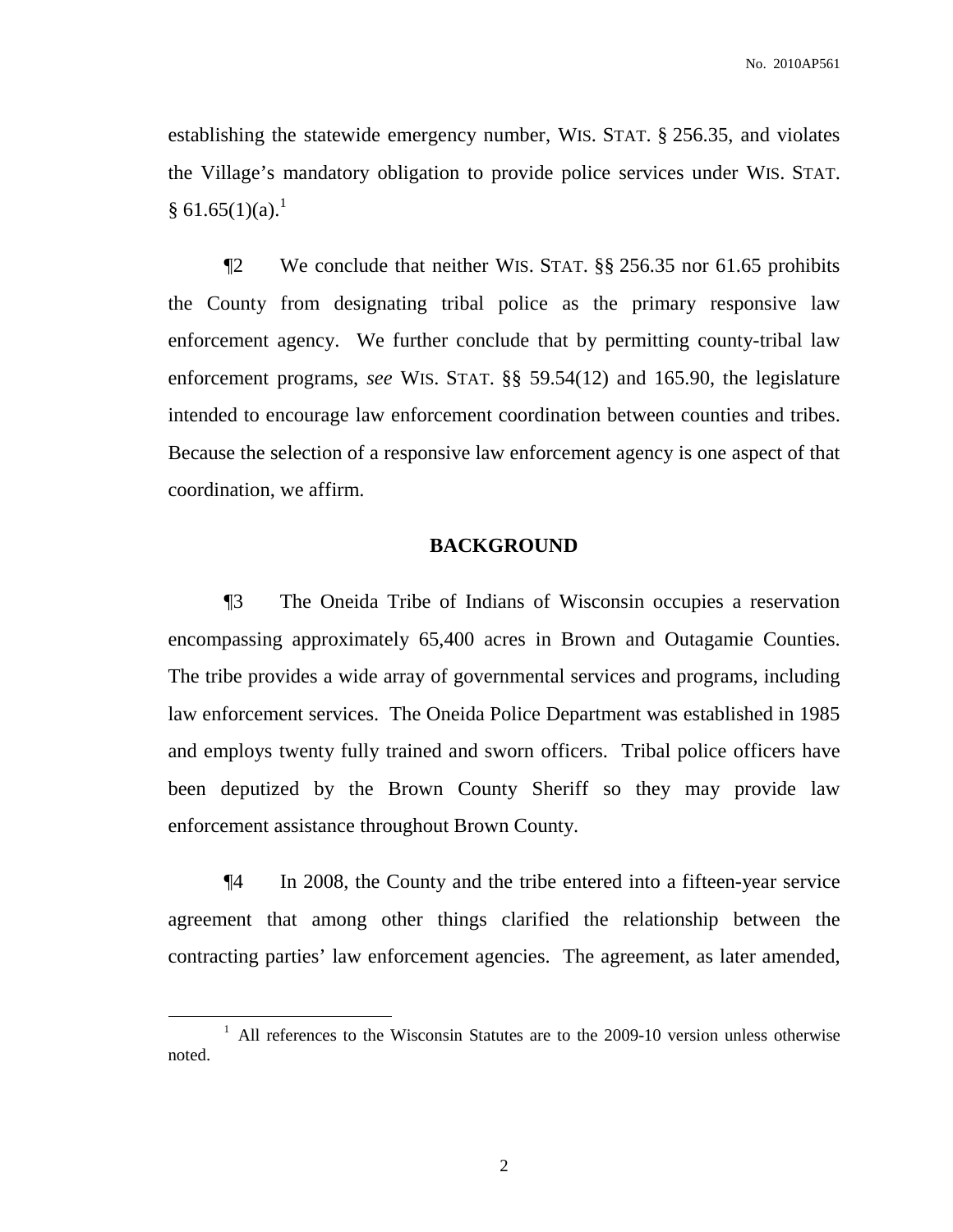establishing the statewide emergency number, WIS. STAT. § 256.35, and violates the Village's mandatory obligation to provide police services under WIS. STAT. § 61.65(1)(a).[1]

¶2 We conclude that neither WIS. STAT. §§ 256.35 nor 61.65 prohibits the County from designating tribal police as the primary responsive law enforcement agency. We further conclude that by permitting county-tribal law enforcement programs, *see* WIS. STAT. §§ 59.54(12) and 165.90, the legislature intended to encourage law enforcement coordination between counties and tribes. Because the selection of a responsive law enforcement agency is one aspect of that coordination, we affirm.

## BACKGROUND

¶3 The Oneida Tribe of Indians of Wisconsin occupies a reservation encompassing approximately 65,400 acres in Brown and Outagamie Counties. The tribe provides a wide array of governmental services and programs, including law enforcement services. The Oneida Police Department was established in 1985 and employs twenty fully trained and sworn officers. Tribal police officers have been deputized by the Brown County Sheriff so they may provide law enforcement assistance throughout Brown County.

¶4 In 2008, the County and the tribe entered into a fifteen-year service agreement that among other things clarified the relationship between the contracting parties' law enforcement agencies. The agreement, as later amended,

[1] All references to the Wisconsin Statutes are to the 2009-10 version unless otherwise noted.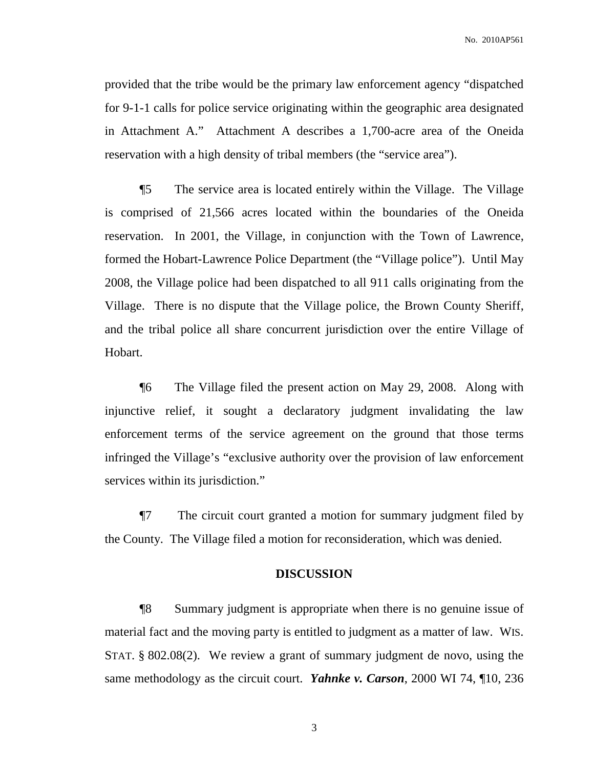provided that the tribe would be the primary law enforcement agency "dispatched for 9-1-1 calls for police service originating within the geographic area designated in Attachment A." Attachment A describes a 1,700-acre area of the Oneida reservation with a high density of tribal members (the "service area").

¶5 The service area is located entirely within the Village. The Village is comprised of 21,566 acres located within the boundaries of the Oneida reservation. In 2001, the Village, in conjunction with the Town of Lawrence, formed the Hobart-Lawrence Police Department (the "Village police"). Until May 2008, the Village police had been dispatched to all 911 calls originating from the Village. There is no dispute that the Village police, the Brown County Sheriff, and the tribal police all share concurrent jurisdiction over the entire Village of Hobart.

¶6 The Village filed the present action on May 29, 2008. Along with injunctive relief, it sought a declaratory judgment invalidating the law enforcement terms of the service agreement on the ground that those terms infringed the Village's "exclusive authority over the provision of law enforcement services within its jurisdiction."

¶7 The circuit court granted a motion for summary judgment filed by the County. The Village filed a motion for reconsideration, which was denied.

## DISCUSSION

¶8 Summary judgment is appropriate when there is no genuine issue of material fact and the moving party is entitled to judgment as a matter of law. WIS. STAT. § 802.08(2). We review a grant of summary judgment de novo, using the same methodology as the circuit court. ***Yahnke v. Carson***, 2000 WI 74, ¶10, 236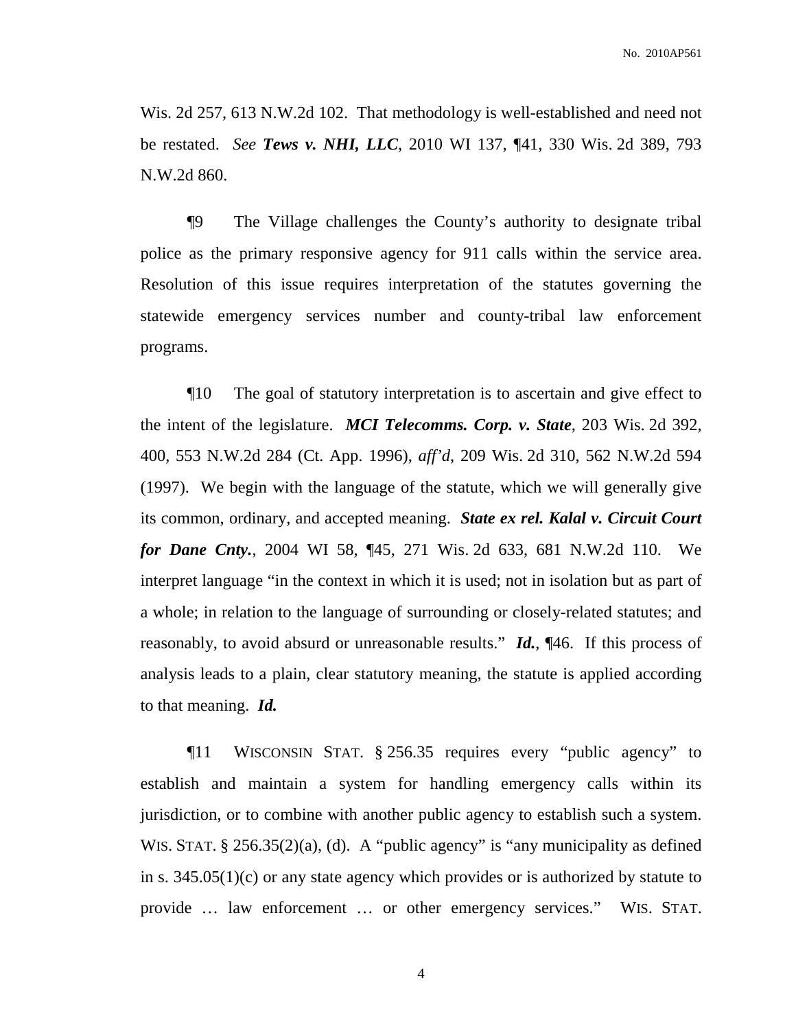Wis. 2d 257, 613 N.W.2d 102. That methodology is well-established and need not be restated. *See* ***Tews v. NHI, LLC***, 2010 WI 137, ¶41, 330 Wis. 2d 389, 793 N.W.2d 860.

¶9 The Village challenges the County's authority to designate tribal police as the primary responsive agency for 911 calls within the service area. Resolution of this issue requires interpretation of the statutes governing the statewide emergency services number and county-tribal law enforcement programs.

¶10 The goal of statutory interpretation is to ascertain and give effect to the intent of the legislature. ***MCI Telecomms. Corp. v. State***, 203 Wis. 2d 392, 400, 553 N.W.2d 284 (Ct. App. 1996), *aff'd*, 209 Wis. 2d 310, 562 N.W.2d 594 (1997). We begin with the language of the statute, which we will generally give its common, ordinary, and accepted meaning. ***State ex rel. Kalal v. Circuit Court for Dane Cnty.***, 2004 WI 58, ¶45, 271 Wis. 2d 633, 681 N.W.2d 110. We interpret language "in the context in which it is used; not in isolation but as part of a whole; in relation to the language of surrounding or closely-related statutes; and reasonably, to avoid absurd or unreasonable results." ***Id.***, ¶46. If this process of analysis leads to a plain, clear statutory meaning, the statute is applied according to that meaning. ***Id.***

¶11 WISCONSIN STAT. § 256.35 requires every "public agency" to establish and maintain a system for handling emergency calls within its jurisdiction, or to combine with another public agency to establish such a system. WIS. STAT. § 256.35(2)(a), (d). A "public agency" is "any municipality as defined in s. 345.05(1)(c) or any state agency which provides or is authorized by statute to provide … law enforcement … or other emergency services." WIS. STAT.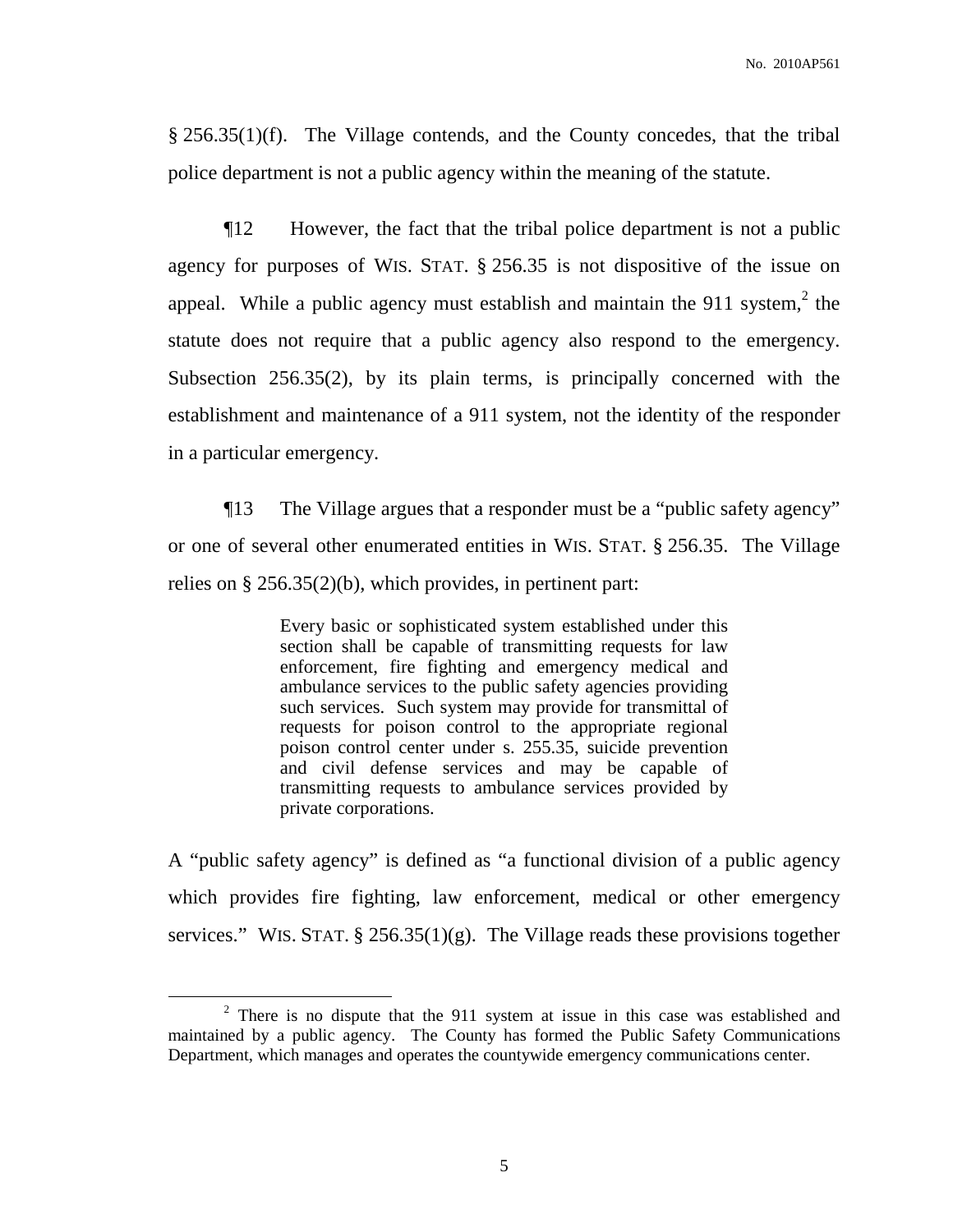§ 256.35(1)(f). The Village contends, and the County concedes, that the tribal police department is not a public agency within the meaning of the statute.

¶12 However, the fact that the tribal police department is not a public agency for purposes of WIS. STAT. § 256.35 is not dispositive of the issue on appeal. While a public agency must establish and maintain the 911 system,[2] the statute does not require that a public agency also respond to the emergency. Subsection 256.35(2), by its plain terms, is principally concerned with the establishment and maintenance of a 911 system, not the identity of the responder in a particular emergency.

¶13 The Village argues that a responder must be a "public safety agency" or one of several other enumerated entities in WIS. STAT. § 256.35. The Village relies on § 256.35(2)(b), which provides, in pertinent part:

> Every basic or sophisticated system established under this section shall be capable of transmitting requests for law enforcement, fire fighting and emergency medical and ambulance services to the public safety agencies providing such services. Such system may provide for transmittal of requests for poison control to the appropriate regional poison control center under s. 255.35, suicide prevention and civil defense services and may be capable of transmitting requests to ambulance services provided by private corporations.

A "public safety agency" is defined as "a functional division of a public agency which provides fire fighting, law enforcement, medical or other emergency services." WIS. STAT. § 256.35(1)(g). The Village reads these provisions together

---

[2] There is no dispute that the 911 system at issue in this case was established and maintained by a public agency. The County has formed the Public Safety Communications Department, which manages and operates the countywide emergency communications center.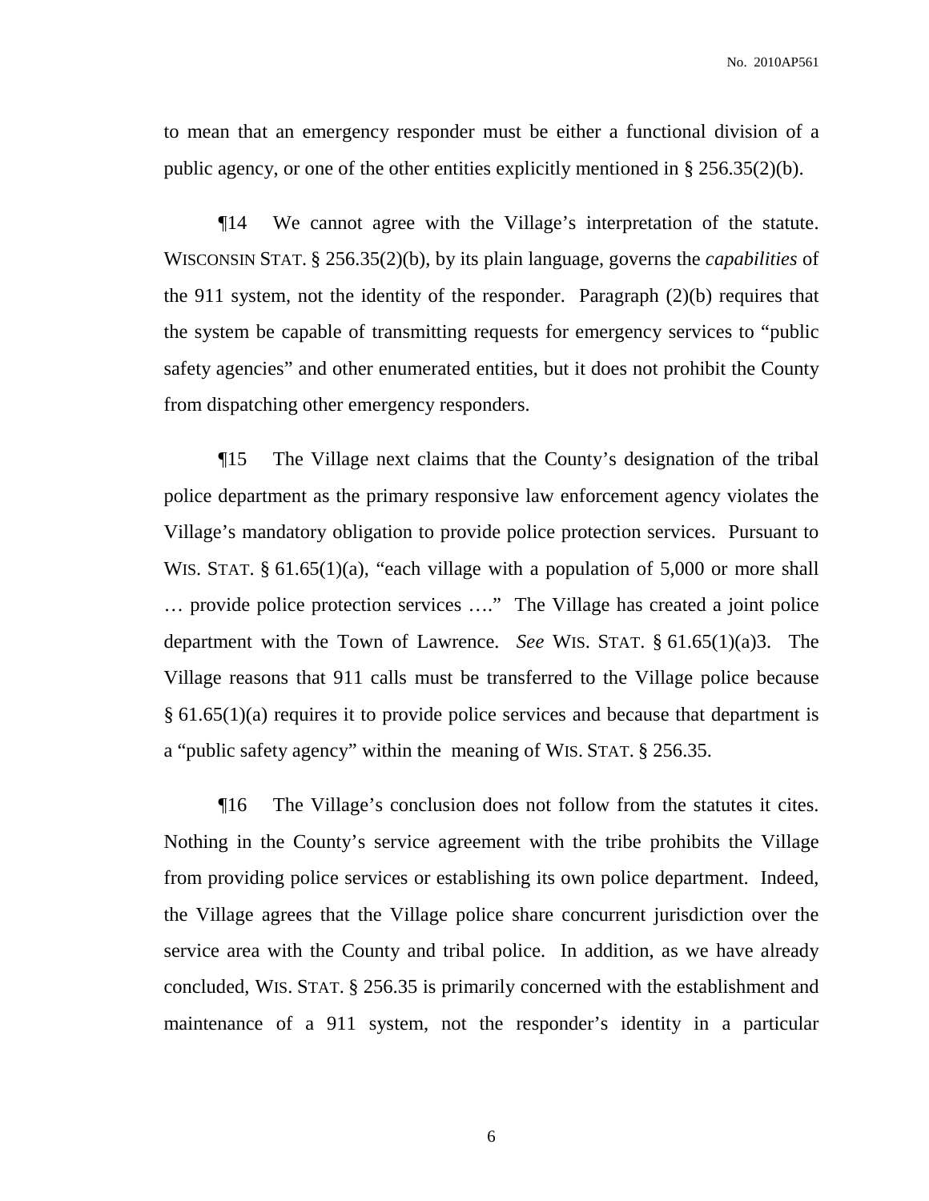to mean that an emergency responder must be either a functional division of a public agency, or one of the other entities explicitly mentioned in § 256.35(2)(b).

¶14 We cannot agree with the Village's interpretation of the statute. WISCONSIN STAT. § 256.35(2)(b), by its plain language, governs the *capabilities* of the 911 system, not the identity of the responder. Paragraph (2)(b) requires that the system be capable of transmitting requests for emergency services to "public safety agencies" and other enumerated entities, but it does not prohibit the County from dispatching other emergency responders.

¶15 The Village next claims that the County's designation of the tribal police department as the primary responsive law enforcement agency violates the Village's mandatory obligation to provide police protection services. Pursuant to WIS. STAT. § 61.65(1)(a), "each village with a population of 5,000 or more shall … provide police protection services …." The Village has created a joint police department with the Town of Lawrence. *See* WIS. STAT. § 61.65(1)(a)3. The Village reasons that 911 calls must be transferred to the Village police because § 61.65(1)(a) requires it to provide police services and because that department is a "public safety agency" within the meaning of WIS. STAT. § 256.35.

¶16 The Village's conclusion does not follow from the statutes it cites. Nothing in the County's service agreement with the tribe prohibits the Village from providing police services or establishing its own police department. Indeed, the Village agrees that the Village police share concurrent jurisdiction over the service area with the County and tribal police. In addition, as we have already concluded, WIS. STAT. § 256.35 is primarily concerned with the establishment and maintenance of a 911 system, not the responder's identity in a particular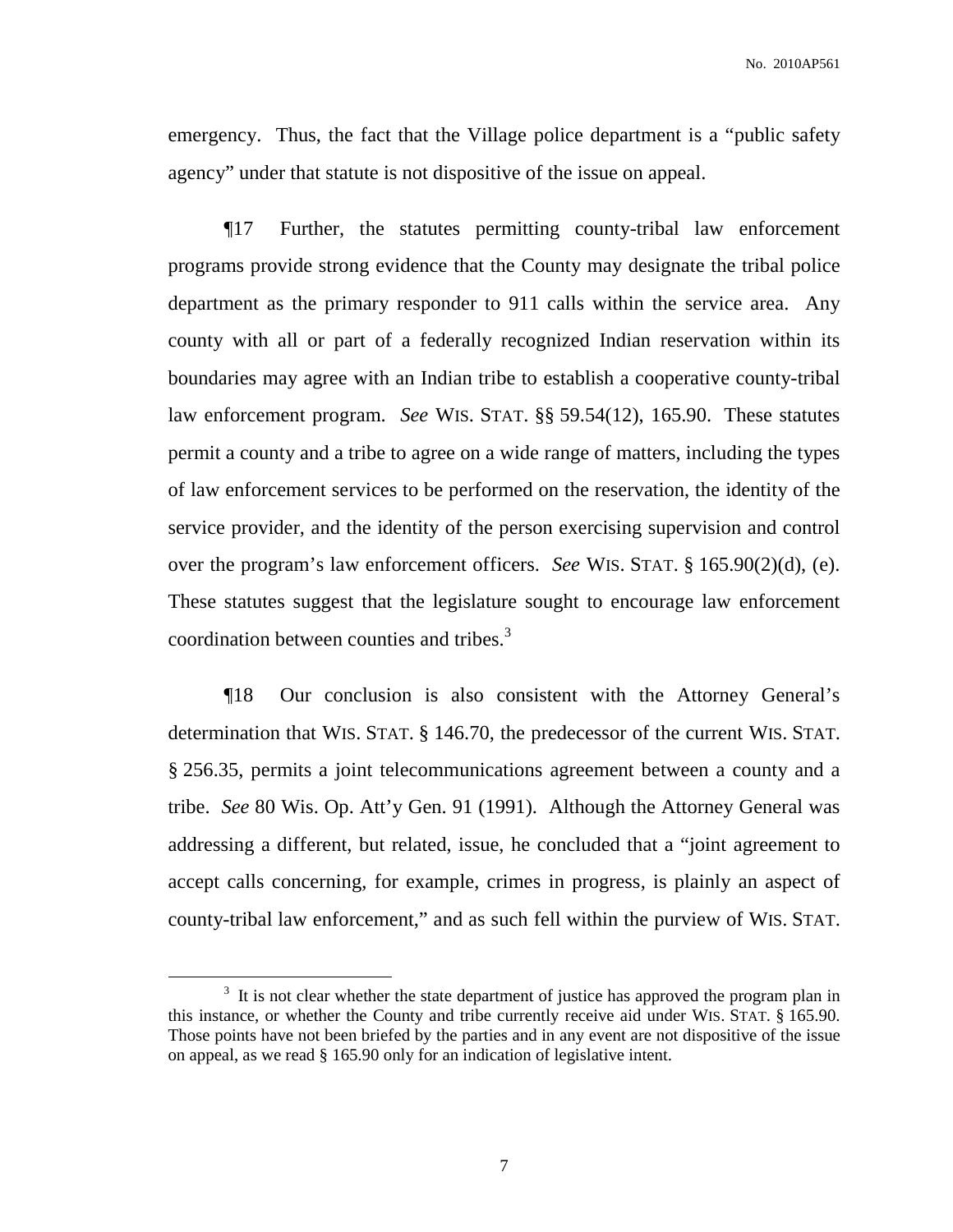emergency. Thus, the fact that the Village police department is a "public safety agency" under that statute is not dispositive of the issue on appeal.

¶17 Further, the statutes permitting county-tribal law enforcement programs provide strong evidence that the County may designate the tribal police department as the primary responder to 911 calls within the service area. Any county with all or part of a federally recognized Indian reservation within its boundaries may agree with an Indian tribe to establish a cooperative county-tribal law enforcement program. *See* WIS. STAT. §§ 59.54(12), 165.90. These statutes permit a county and a tribe to agree on a wide range of matters, including the types of law enforcement services to be performed on the reservation, the identity of the service provider, and the identity of the person exercising supervision and control over the program's law enforcement officers. *See* WIS. STAT. § 165.90(2)(d), (e). These statutes suggest that the legislature sought to encourage law enforcement coordination between counties and tribes.[3]

¶18 Our conclusion is also consistent with the Attorney General's determination that WIS. STAT. § 146.70, the predecessor of the current WIS. STAT. § 256.35, permits a joint telecommunications agreement between a county and a tribe. *See* 80 Wis. Op. Att'y Gen. 91 (1991). Although the Attorney General was addressing a different, but related, issue, he concluded that a "joint agreement to accept calls concerning, for example, crimes in progress, is plainly an aspect of county-tribal law enforcement," and as such fell within the purview of WIS. STAT.

---

[3] It is not clear whether the state department of justice has approved the program plan in this instance, or whether the County and tribe currently receive aid under WIS. STAT. § 165.90. Those points have not been briefed by the parties and in any event are not dispositive of the issue on appeal, as we read § 165.90 only for an indication of legislative intent.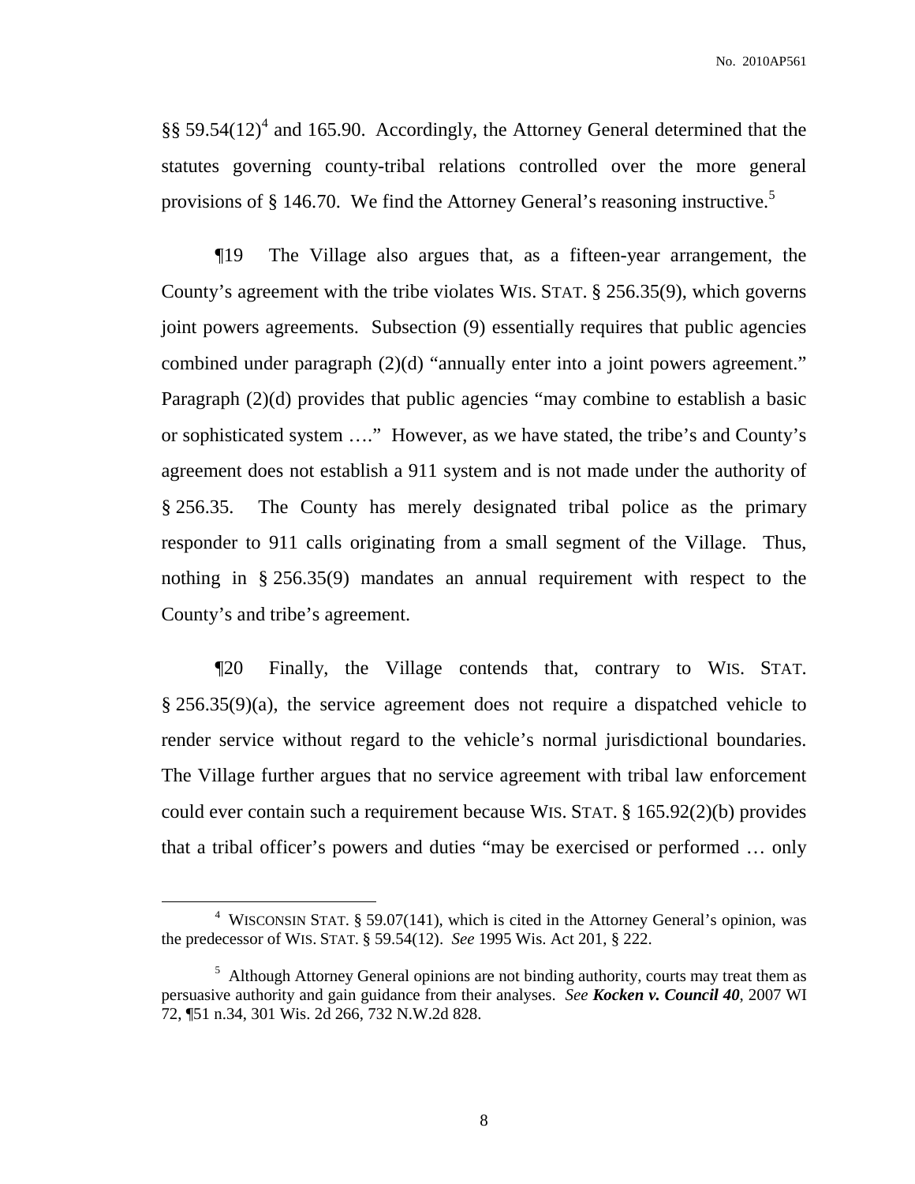§§ 59.54(12)[4] and 165.90. Accordingly, the Attorney General determined that the statutes governing county-tribal relations controlled over the more general provisions of § 146.70. We find the Attorney General's reasoning instructive.[5]

¶19 The Village also argues that, as a fifteen-year arrangement, the County's agreement with the tribe violates WIS. STAT. § 256.35(9), which governs joint powers agreements. Subsection (9) essentially requires that public agencies combined under paragraph (2)(d) "annually enter into a joint powers agreement." Paragraph (2)(d) provides that public agencies "may combine to establish a basic or sophisticated system …." However, as we have stated, the tribe's and County's agreement does not establish a 911 system and is not made under the authority of § 256.35. The County has merely designated tribal police as the primary responder to 911 calls originating from a small segment of the Village. Thus, nothing in § 256.35(9) mandates an annual requirement with respect to the County's and tribe's agreement.

¶20 Finally, the Village contends that, contrary to WIS. STAT. § 256.35(9)(a), the service agreement does not require a dispatched vehicle to render service without regard to the vehicle's normal jurisdictional boundaries. The Village further argues that no service agreement with tribal law enforcement could ever contain such a requirement because WIS. STAT. § 165.92(2)(b) provides that a tribal officer's powers and duties "may be exercised or performed … only

---

[4] WISCONSIN STAT. § 59.07(141), which is cited in the Attorney General's opinion, was the predecessor of WIS. STAT. § 59.54(12). *See* 1995 Wis. Act 201, § 222.

[5] Although Attorney General opinions are not binding authority, courts may treat them as persuasive authority and gain guidance from their analyses. *See* ***Kocken v. Council 40***, 2007 WI 72, ¶51 n.34, 301 Wis. 2d 266, 732 N.W.2d 828.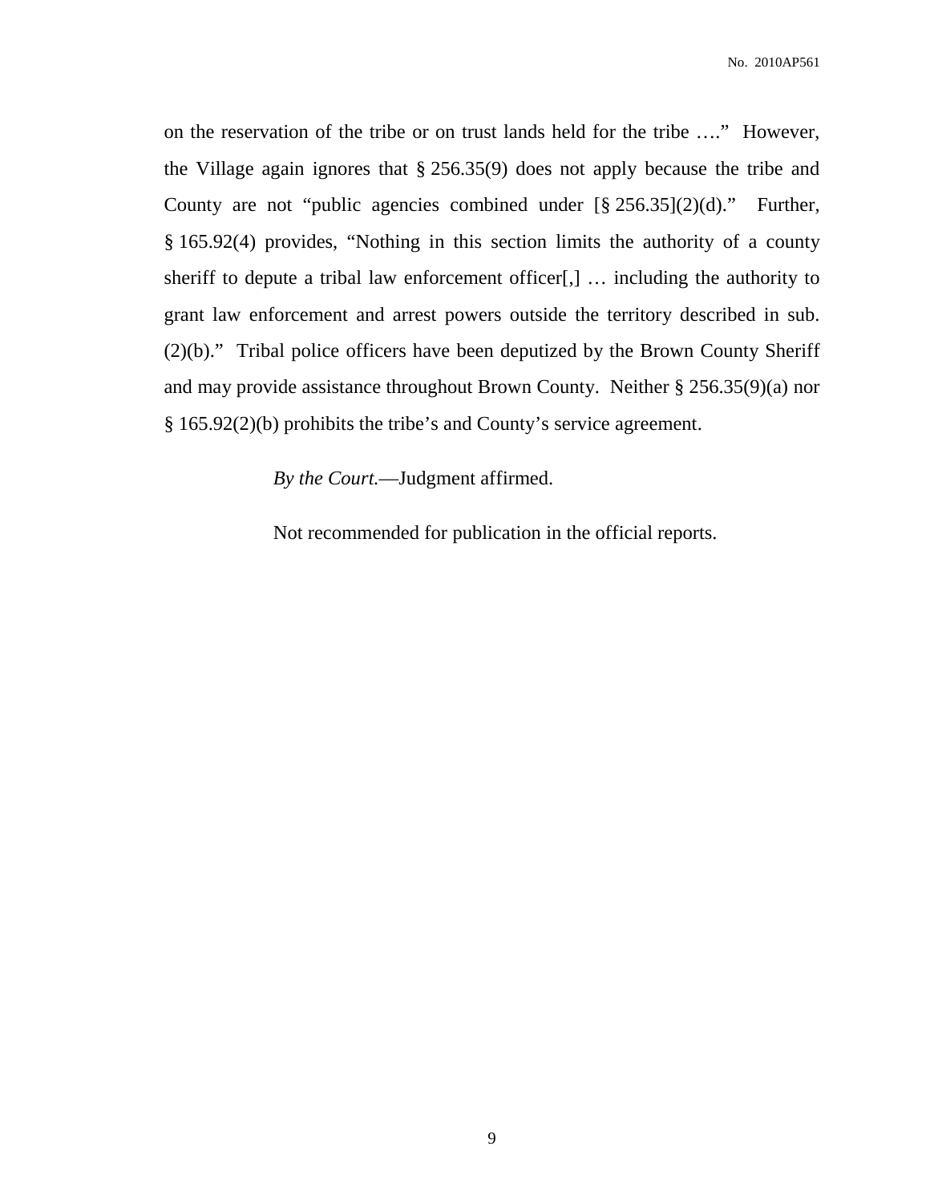on the reservation of the tribe or on trust lands held for the tribe …." However, the Village again ignores that § 256.35(9) does not apply because the tribe and County are not "public agencies combined under [§ 256.35](2)(d)." Further, § 165.92(4) provides, "Nothing in this section limits the authority of a county sheriff to depute a tribal law enforcement officer[,] … including the authority to grant law enforcement and arrest powers outside the territory described in sub. (2)(b)." Tribal police officers have been deputized by the Brown County Sheriff and may provide assistance throughout Brown County. Neither § 256.35(9)(a) nor § 165.92(2)(b) prohibits the tribe's and County's service agreement.

*By the Court.*—Judgment affirmed.

Not recommended for publication in the official reports.